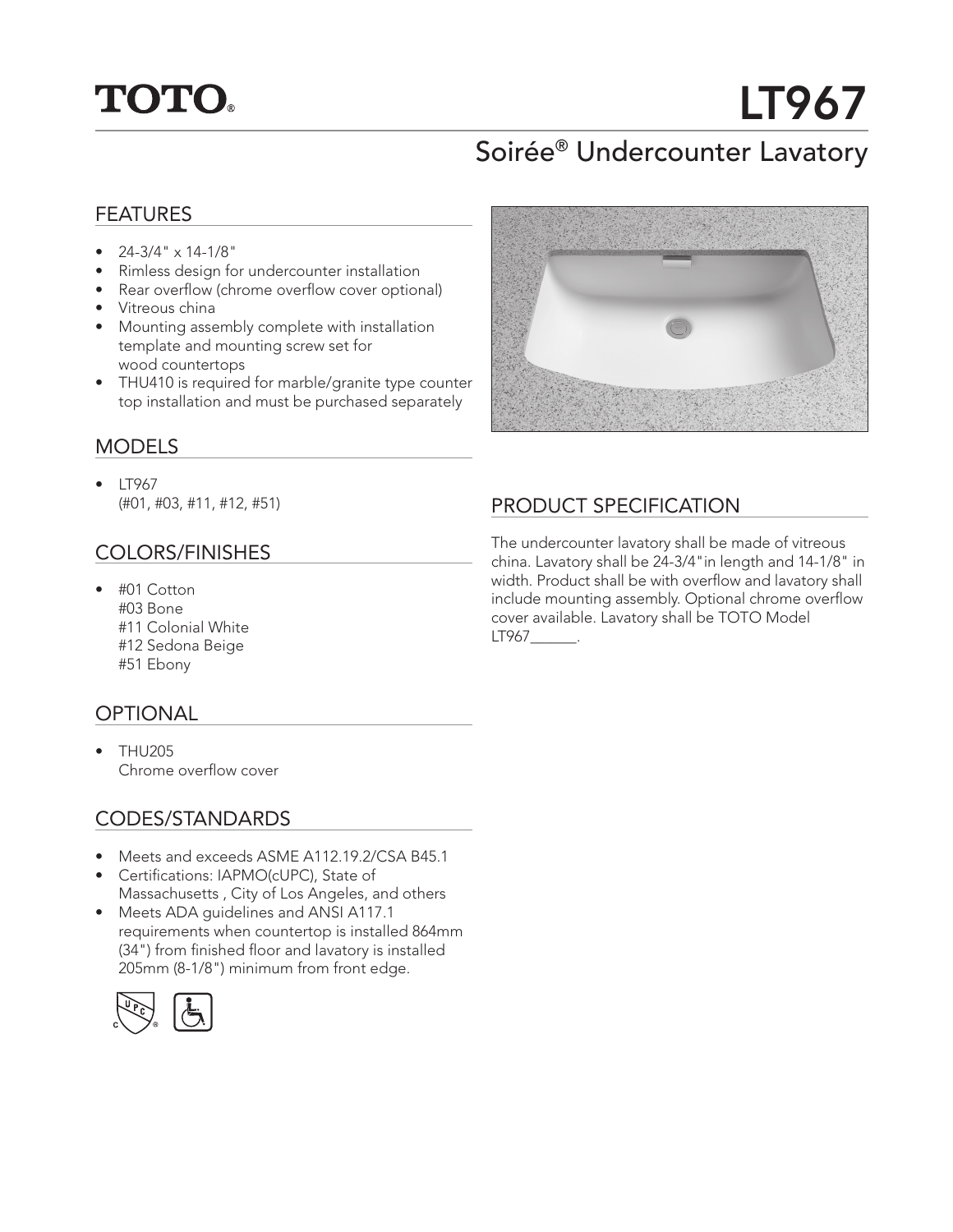# TOTO®

# LT967

## Soirée® Undercounter Lavatory

## FEATURES

- 24-3/4" x 14-1/8"
- Rimless design for undercounter installation
- Rear overflow (chrome overflow cover optional)
- Vitreous china
- Mounting assembly complete with installation template and mounting screw set for wood countertops
- THU410 is required for marble/granite type counter top installation and must be purchased separately

## MODELS

- LT967
  (#01, #03, #11, #12, #51)

## COLORS/FINISHES

- #01 Cotton
  #03 Bone
  #11 Colonial White
  #12 Sedona Beige
  #51 Ebony

## OPTIONAL

- THU205
  Chrome overflow cover

## CODES/STANDARDS

- Meets and exceeds ASME A112.19.2/CSA B45.1
- Certifications: IAPMO(cUPC), State of Massachusetts , City of Los Angeles, and others
- Meets ADA guidelines and ANSI A117.1 requirements when countertop is installed 864mm (34") from finished floor and lavatory is installed 205mm (8-1/8") minimum from front edge.

## PRODUCT SPECIFICATION

The undercounter lavatory shall be made of vitreous china. Lavatory shall be 24-3/4"in length and 14-1/8" in width. Product shall be with overflow and lavatory shall include mounting assembly. Optional chrome overflow cover available. Lavatory shall be TOTO Model LT967______.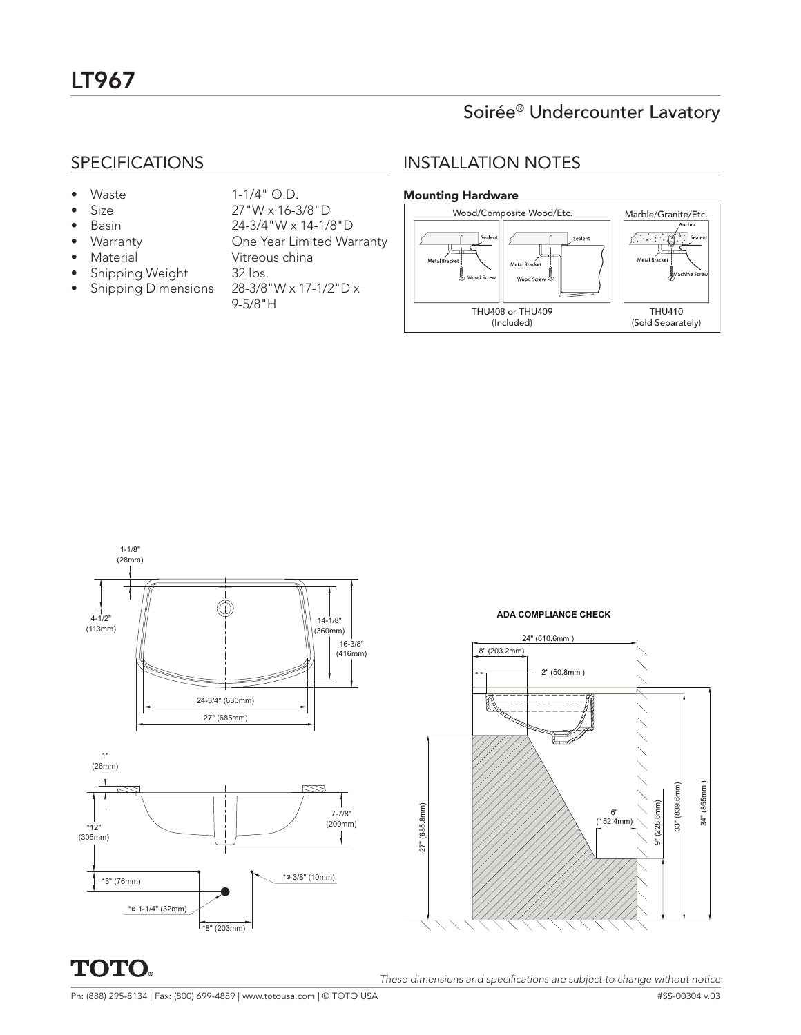# LT967

## Soirée® Undercounter Lavatory

## SPECIFICATIONS

| | |
|---|---|
| • Waste | 1-1/4" O.D. |
| • Size | 27"W x 16-3/8"D |
| • Basin | 24-3/4"W x 14-1/8"D |
| • Warranty | One Year Limited Warranty |
| • Material | Vitreous china |
| • Shipping Weight | 32 lbs. |
| • Shipping Dimensions | 28-3/8"W x 17-1/2"D x 9-5/8"H |

## INSTALLATION NOTES

**Mounting Hardware**

Wood/Composite Wood/Etc.

Sealent

Metal Bracket

Wood Screw

THU408 or THU409
(Included)

Marble/Granite/Etc.

Anchor

Sealent

Metal Bracket

Machine Screw

THU410
(Sold Separately)

1-1/8"
(28mm)

4-1/2"
(113mm)

14-1/8"
(360mm)

16-3/8"
(416mm)

24-3/4" (630mm)

27" (685mm)

1"
(26mm)

7-7/8"
(200mm)

*12"
(305mm)

*3" (76mm)

*ø 3/8" (10mm)

*ø 1-1/4" (32mm)

*8" (203mm)

**ADA COMPLIANCE CHECK**

24" (610.6mm )

8" (203.2mm)

2" (50.8mm )

27" (685.8mm)

6"
(152.4mm)

9" (228.6mm)

33" (839.6mm)

34" (865mm )

*These dimensions and specifications are subject to change without notice*

Ph: (888) 295-8134 | Fax: (800) 699-4889 | www.totousa.com | © TOTO USA

#SS-00304 v.03